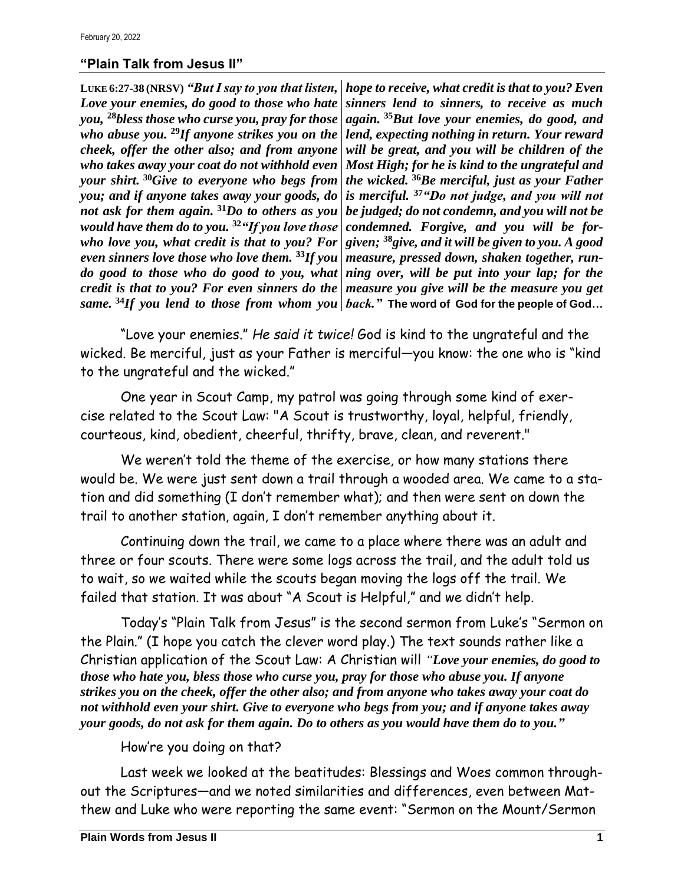February 20, 2022

## "Plain Talk from Jesus II"

**LUKE 6:27-38 (NRSV)** ***"But I say to you that listen, Love your enemies, do good to those who hate you, [28]bless those who curse you, pray for those who abuse you. [29]If anyone strikes you on the cheek, offer the other also; and from anyone who takes away your coat do not withhold even your shirt. [30]Give to everyone who begs from you; and if anyone takes away your goods, do not ask for them again. [31]Do to others as you would have them do to you. [32]"If you love those who love you, what credit is that to you? For even sinners love those who love them. [33]If you do good to those who do good to you, what credit is that to you? For even sinners do the same. [34]If you lend to those from whom you hope to receive, what credit is that to you? Even sinners lend to sinners, to receive as much again. [35]But love your enemies, do good, and lend, expecting nothing in return. Your reward will be great, and you will be children of the Most High; for he is kind to the ungrateful and the wicked. [36]Be merciful, just as your Father is merciful. [37]"Do not judge, and you will not be judged; do not condemn, and you will not be condemned. Forgive, and you will be forgiven; [38]give, and it will be given to you. A good measure, pressed down, shaken together, running over, will be put into your lap; for the measure you give will be the measure you get back."*** **The word of God for the people of God…**

"Love your enemies." *He said it twice!* God is kind to the ungrateful and the wicked. Be merciful, just as your Father is merciful—you know: the one who is "kind to the ungrateful and the wicked."

One year in Scout Camp, my patrol was going through some kind of exercise related to the Scout Law: "A Scout is trustworthy, loyal, helpful, friendly, courteous, kind, obedient, cheerful, thrifty, brave, clean, and reverent."

We weren't told the theme of the exercise, or how many stations there would be. We were just sent down a trail through a wooded area. We came to a station and did something (I don't remember what); and then were sent on down the trail to another station, again, I don't remember anything about it.

Continuing down the trail, we came to a place where there was an adult and three or four scouts. There were some logs across the trail, and the adult told us to wait, so we waited while the scouts began moving the logs off the trail. We failed that station. It was about "A Scout is Helpful," and we didn't help.

Today's "Plain Talk from Jesus" is the second sermon from Luke's "Sermon on the Plain." (I hope you catch the clever word play.) The text sounds rather like a Christian application of the Scout Law: A Christian will ***"Love your enemies, do good to those who hate you, bless those who curse you, pray for those who abuse you. If anyone strikes you on the cheek, offer the other also; and from anyone who takes away your coat do not withhold even your shirt. Give to everyone who begs from you; and if anyone takes away your goods, do not ask for them again. Do to others as you would have them do to you."***

How're you doing on that?

Last week we looked at the beatitudes: Blessings and Woes common throughout the Scriptures—and we noted similarities and differences, even between Matthew and Luke who were reporting the same event: "Sermon on the Mount/Sermon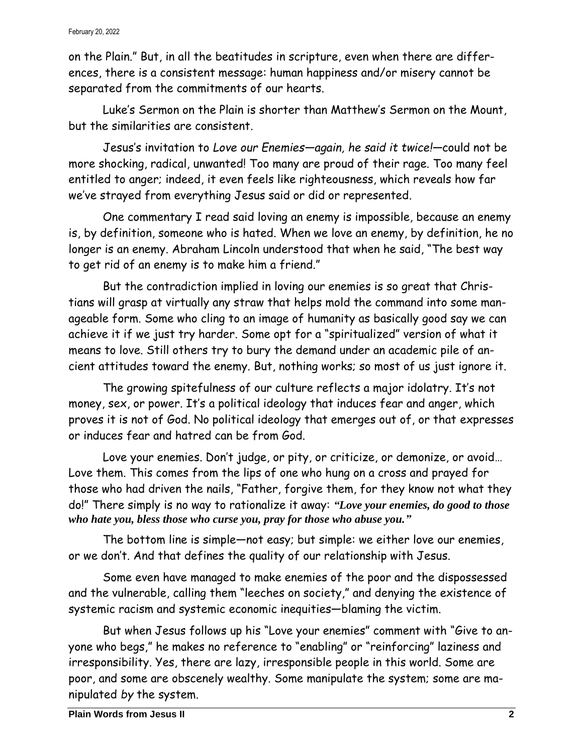on the Plain." But, in all the beatitudes in scripture, even when there are differences, there is a consistent message: human happiness and/or misery cannot be separated from the commitments of our hearts.

Luke's Sermon on the Plain is shorter than Matthew's Sermon on the Mount, but the similarities are consistent.

Jesus's invitation to *Love our Enemies—again, he said it twice!*—could not be more shocking, radical, unwanted! Too many are proud of their rage. Too many feel entitled to anger; indeed, it even feels like righteousness, which reveals how far we've strayed from everything Jesus said or did or represented.

One commentary I read said loving an enemy is impossible, because an enemy is, by definition, someone who is hated. When we love an enemy, by definition, he no longer is an enemy. Abraham Lincoln understood that when he said, "The best way to get rid of an enemy is to make him a friend."

But the contradiction implied in loving our enemies is so great that Christians will grasp at virtually any straw that helps mold the command into some manageable form. Some who cling to an image of humanity as basically good say we can achieve it if we just try harder. Some opt for a "spiritualized" version of what it means to love. Still others try to bury the demand under an academic pile of ancient attitudes toward the enemy. But, nothing works; so most of us just ignore it.

The growing spitefulness of our culture reflects a major idolatry. It's not money, sex, or power. It's a political ideology that induces fear and anger, which proves it is not of God. No political ideology that emerges out of, or that expresses or induces fear and hatred can be from God.

Love your enemies. Don't judge, or pity, or criticize, or demonize, or avoid… Love them. This comes from the lips of one who hung on a cross and prayed for those who had driven the nails, "Father, forgive them, for they know not what they do!" There simply is no way to rationalize it away: ***"Love your enemies, do good to those who hate you, bless those who curse you, pray for those who abuse you."***

The bottom line is simple—not easy; but simple: we either love our enemies, or we don't. And that defines the quality of our relationship with Jesus.

Some even have managed to make enemies of the poor and the dispossessed and the vulnerable, calling them "leeches on society," and denying the existence of systemic racism and systemic economic inequities—blaming the victim.

But when Jesus follows up his "Love your enemies" comment with "Give to anyone who begs," he makes no reference to "enabling" or "reinforcing" laziness and irresponsibility. Yes, there are lazy, irresponsible people in this world. Some are poor, and some are obscenely wealthy. Some manipulate the system; some are manipulated *by* the system.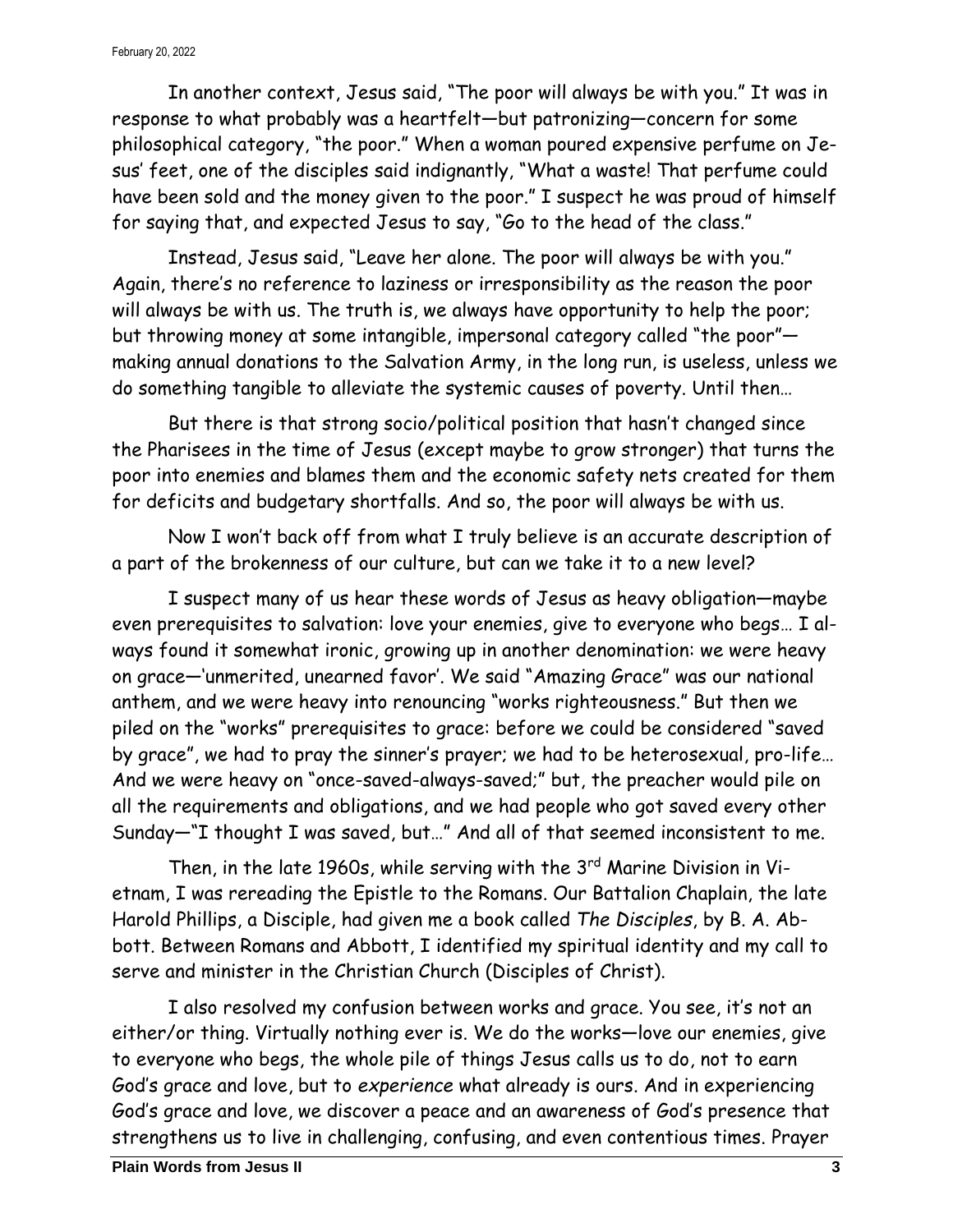In another context, Jesus said, "The poor will always be with you." It was in response to what probably was a heartfelt—but patronizing—concern for some philosophical category, "the poor." When a woman poured expensive perfume on Jesus' feet, one of the disciples said indignantly, "What a waste! That perfume could have been sold and the money given to the poor." I suspect he was proud of himself for saying that, and expected Jesus to say, "Go to the head of the class."

Instead, Jesus said, "Leave her alone. The poor will always be with you." Again, there's no reference to laziness or irresponsibility as the reason the poor will always be with us. The truth is, we always have opportunity to help the poor; but throwing money at some intangible, impersonal category called "the poor"—making annual donations to the Salvation Army, in the long run, is useless, unless we do something tangible to alleviate the systemic causes of poverty. Until then…

But there is that strong socio/political position that hasn't changed since the Pharisees in the time of Jesus (except maybe to grow stronger) that turns the poor into enemies and blames them and the economic safety nets created for them for deficits and budgetary shortfalls. And so, the poor will always be with us.

Now I won't back off from what I truly believe is an accurate description of a part of the brokenness of our culture, but can we take it to a new level?

I suspect many of us hear these words of Jesus as heavy obligation—maybe even prerequisites to salvation: love your enemies, give to everyone who begs… I always found it somewhat ironic, growing up in another denomination: we were heavy on grace—'unmerited, unearned favor'. We said "Amazing Grace" was our national anthem, and we were heavy into renouncing "works righteousness." But then we piled on the "works" prerequisites to grace: before we could be considered "saved by grace", we had to pray the sinner's prayer; we had to be heterosexual, pro-life… And we were heavy on "once-saved-always-saved;" but, the preacher would pile on all the requirements and obligations, and we had people who got saved every other Sunday—"I thought I was saved, but…" And all of that seemed inconsistent to me.

Then, in the late 1960s, while serving with the 3rd Marine Division in Vietnam, I was rereading the Epistle to the Romans. Our Battalion Chaplain, the late Harold Phillips, a Disciple, had given me a book called *The Disciples*, by B. A. Abbott. Between Romans and Abbott, I identified my spiritual identity and my call to serve and minister in the Christian Church (Disciples of Christ).

I also resolved my confusion between works and grace. You see, it's not an either/or thing. Virtually nothing ever is. We do the works—love our enemies, give to everyone who begs, the whole pile of things Jesus calls us to do, not to earn God's grace and love, but to *experience* what already is ours. And in experiencing God's grace and love, we discover a peace and an awareness of God's presence that strengthens us to live in challenging, confusing, and even contentious times. Prayer